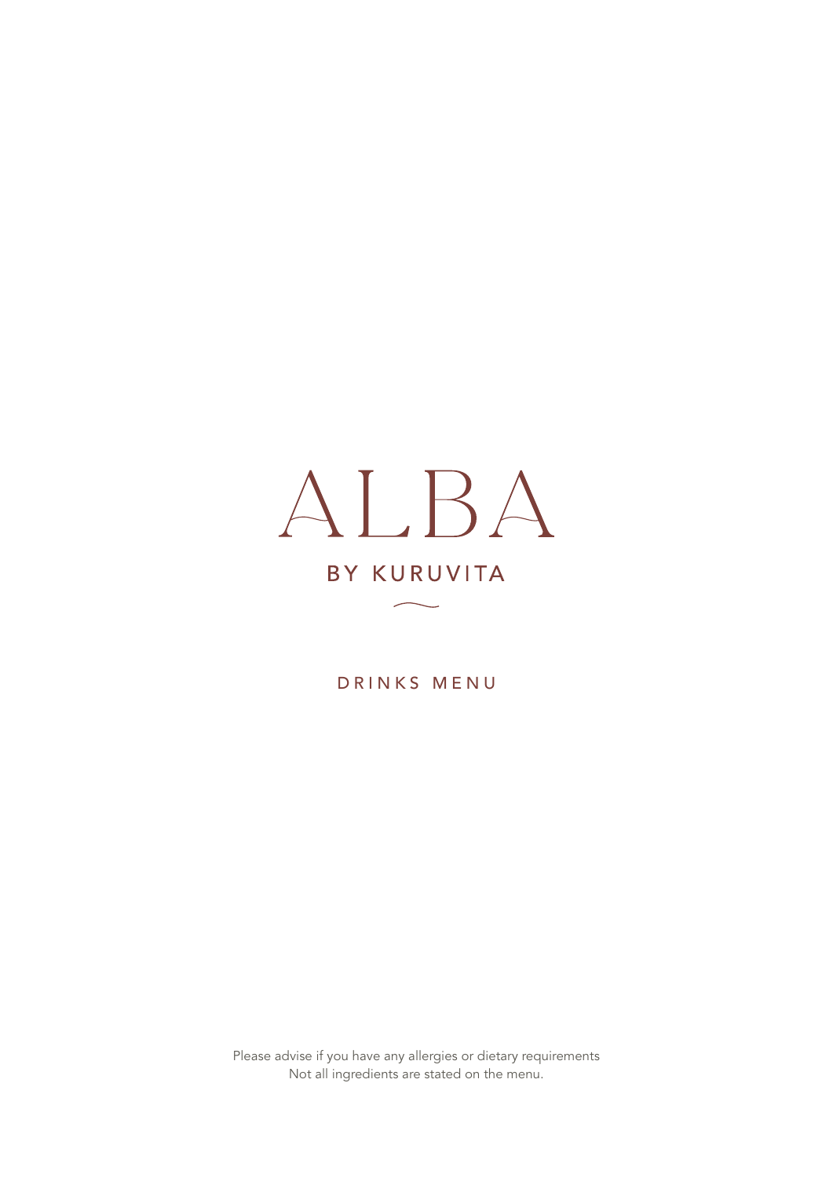# ALBA

## BY KURUVITA

DRINKS MENU

Please advise if you have any allergies or dietary requirements
Not all ingredients are stated on the menu.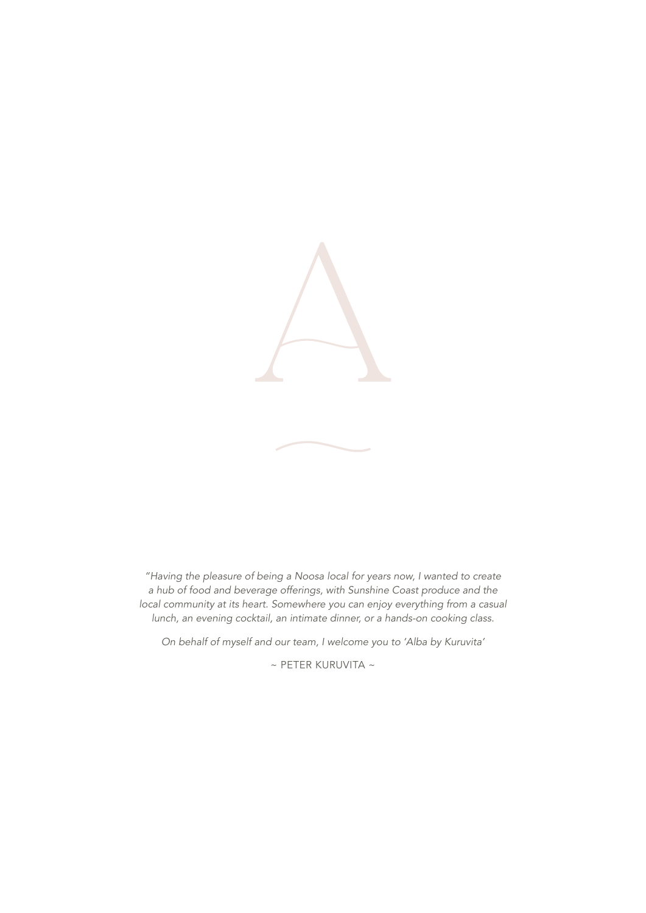A

*"Having the pleasure of being a Noosa local for years now, I wanted to create a hub of food and beverage offerings, with Sunshine Coast produce and the local community at its heart. Somewhere you can enjoy everything from a casual lunch, an evening cocktail, an intimate dinner, or a hands-on cooking class.*

*On behalf of myself and our team, I welcome you to 'Alba by Kuruvita'*

~ PETER KURUVITA ~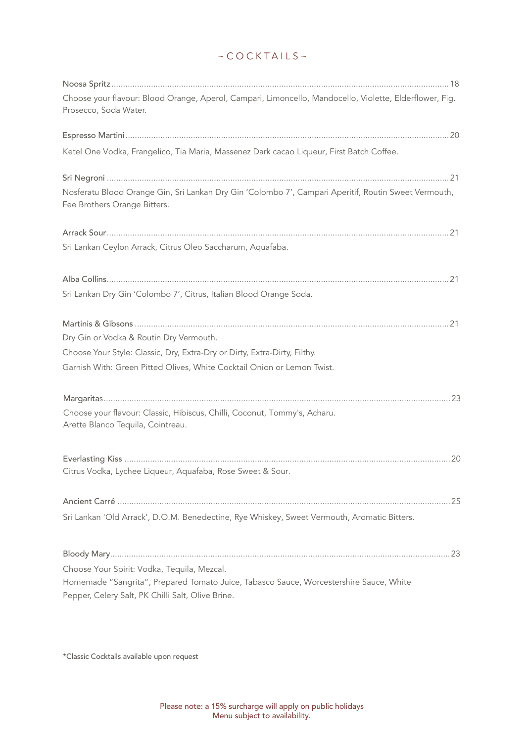# ~ COCKTAILS ~

**Noosa Spritz** ............................................................ 18

Choose your flavour: Blood Orange, Aperol, Campari, Limoncello, Mandocello, Violette, Elderflower, Fig. Prosecco, Soda Water.

**Espresso Martini** ............................................................ 20

Ketel One Vodka, Frangelico, Tia Maria, Massenez Dark cacao Liqueur, First Batch Coffee.

**Sri Negroni** ............................................................ 21

Nosferatu Blood Orange Gin, Sri Lankan Dry Gin 'Colombo 7', Campari Aperitif, Routin Sweet Vermouth, Fee Brothers Orange Bitters.

**Arrack Sour** ............................................................ 21

Sri Lankan Ceylon Arrack, Citrus Oleo Saccharum, Aquafaba.

**Alba Collins** ............................................................ 21

Sri Lankan Dry Gin 'Colombo 7', Citrus, Italian Blood Orange Soda.

**Martinis & Gibsons** ............................................................ 21

Dry Gin or Vodka & Routin Dry Vermouth.

Choose Your Style: Classic, Dry, Extra-Dry or Dirty, Extra-Dirty, Filthy.

Garnish With: Green Pitted Olives, White Cocktail Onion or Lemon Twist.

**Margaritas** ............................................................ 23

Choose your flavour: Classic, Hibiscus, Chilli, Coconut, Tommy's, Acharu.
Arette Blanco Tequila, Cointreau.

**Everlasting Kiss** ............................................................ 20

Citrus Vodka, Lychee Liqueur, Aquafaba, Rose Sweet & Sour.

**Ancient Carré** ............................................................ 25

Sri Lankan 'Old Arrack', D.O.M. Benedectine, Rye Whiskey, Sweet Vermouth, Aromatic Bitters.

**Bloody Mary** ............................................................ 23

Choose Your Spirit: Vodka, Tequila, Mezcal.
Homemade "Sangrita", Prepared Tomato Juice, Tabasco Sauce, Worcestershire Sauce, White Pepper, Celery Salt, PK Chilli Salt, Olive Brine.

*Classic Cocktails available upon request

Please note: a 15% surcharge will apply on public holidays
Menu subject to availability.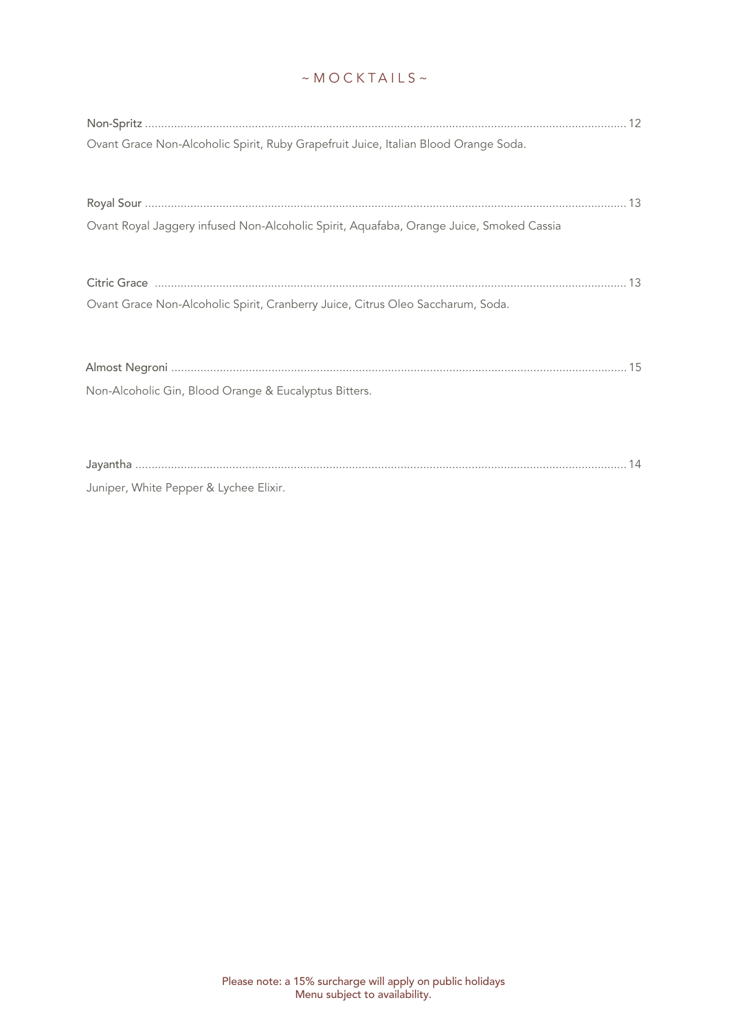# ~ MOCKTAILS ~

**Non-Spritz** .......... 12

Ovant Grace Non-Alcoholic Spirit, Ruby Grapefruit Juice, Italian Blood Orange Soda.

**Royal Sour** .......... 13

Ovant Royal Jaggery infused Non-Alcoholic Spirit, Aquafaba, Orange Juice, Smoked Cassia

**Citric Grace** .......... 13

Ovant Grace Non-Alcoholic Spirit, Cranberry Juice, Citrus Oleo Saccharum, Soda.

**Almost Negroni** .......... 15

Non-Alcoholic Gin, Blood Orange & Eucalyptus Bitters.

**Jayantha** .......... 14

Juniper, White Pepper & Lychee Elixir.

Please note: a 15% surcharge will apply on public holidays
Menu subject to availability.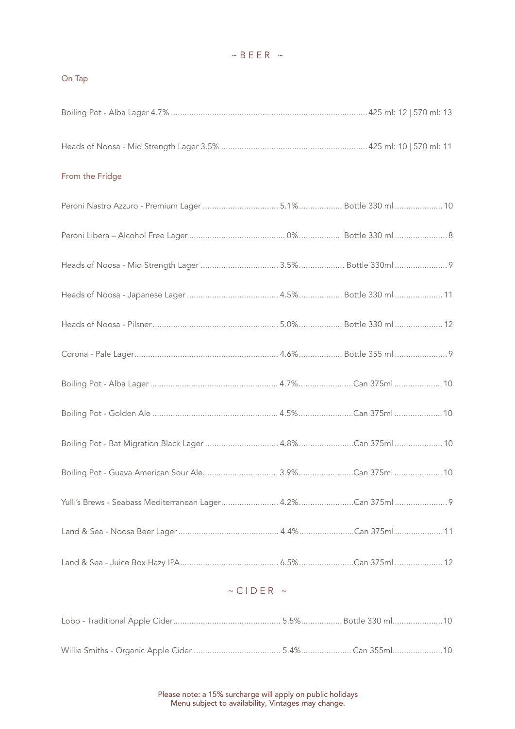# ~ BEER ~

## On Tap

Boiling Pot - Alba Lager 4.7% ........ 425 ml: 12 | 570 ml: 13

Heads of Noosa - Mid Strength Lager 3.5% ........ 425 ml: 10 | 570 ml: 11

## From the Fridge

| Beer | ABV | Size | Price |
|---|---|---|---|
| Peroni Nastro Azzuro - Premium Lager | 5.1% | Bottle 330 ml | 10 |
| Peroni Libera – Alcohol Free Lager | 0% | Bottle 330 ml | 8 |
| Heads of Noosa - Mid Strength Lager | 3.5% | Bottle 330ml | 9 |
| Heads of Noosa - Japanese Lager | 4.5% | Bottle 330 ml | 11 |
| Heads of Noosa - Pilsner | 5.0% | Bottle 330 ml | 12 |
| Corona - Pale Lager | 4.6% | Bottle 355 ml | 9 |
| Boiling Pot - Alba Lager | 4.7% | Can 375ml | 10 |
| Boiling Pot - Golden Ale | 4.5% | Can 375ml | 10 |
| Boiling Pot - Bat Migration Black Lager | 4.8% | Can 375ml | 10 |
| Boiling Pot - Guava American Sour Ale | 3.9% | Can 375ml | 10 |
| Yulli's Brews - Seabass Mediterranean Lager | 4.2% | Can 375ml | 9 |
| Land & Sea - Noosa Beer Lager | 4.4% | Can 375ml | 11 |
| Land & Sea - Juice Box Hazy IPA | 6.5% | Can 375ml | 12 |

# ~ CIDER ~

| Cider | ABV | Size | Price |
|---|---|---|---|
| Lobo - Traditional Apple Cider | 5.5% | Bottle 330 ml | 10 |
| Willie Smiths - Organic Apple Cider | 5.4% | Can 355ml | 10 |

Please note: a 15% surcharge will apply on public holidays
Menu subject to availability, Vintages may change.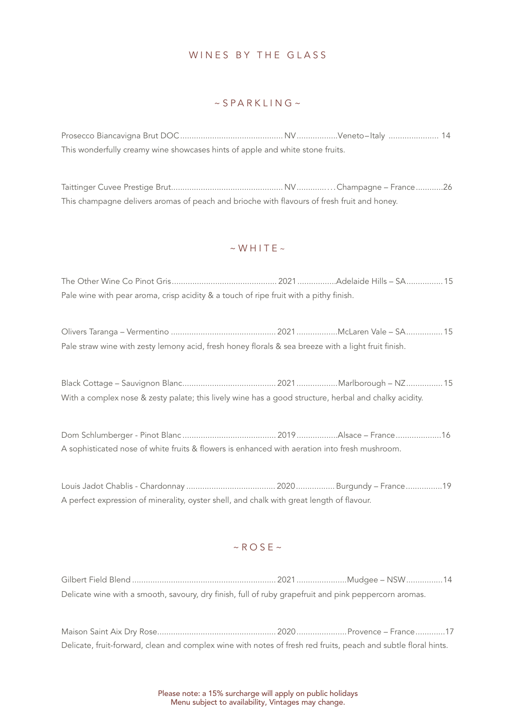# WINES BY THE GLASS

## ~ SPARKLING ~

Prosecco Biancavigna Brut DOC ............................................ NV .................Veneto – Italy ..................... 14
This wonderfully creamy wine showcases hints of apple and white stone fruits.

Taittinger Cuvee Prestige Brut................................................ NV ............. . . Champagne – France ...........26
This champagne delivers aromas of peach and brioche with flavours of fresh fruit and honey.

## ~ WHITE ~

The Other Wine Co Pinot Gris ............................................. 2021 ................Adelaide Hills – SA................15
Pale wine with pear aroma, crisp acidity & a touch of ripe fruit with a pithy finish.

Olivers Taranga – Vermentino ............................................. 2021 .................McLaren Vale – SA................15
Pale straw wine with zesty lemony acid, fresh honey florals & sea breeze with a light fruit finish.

Black Cottage – Sauvignon Blanc......................................... 2021 .................Marlborough – NZ................15
With a complex nose & zesty palate; this lively wine has a good structure, herbal and chalky acidity.

Dom Schlumberger - Pinot Blanc ......................................... 2019 .................Alsace – France....................16
A sophisticated nose of white fruits & flowers is enhanced with aeration into fresh mushroom.

Louis Jadot Chablis - Chardonnay ....................................... 2020 ................ Burgundy – France................19
A perfect expression of minerality, oyster shell, and chalk with great length of flavour.

## ~ ROSE ~

Gilbert Field Blend ............................................................... 2021 .....................Mudgee – NSW................14
Delicate wine with a smooth, savoury, dry finish, full of ruby grapefruit and pink peppercorn aromas.

Maison Saint Aix Dry Rose.................................................... 2020 .....................Provence – France.............17
Delicate, fruit-forward, clean and complex wine with notes of fresh red fruits, peach and subtle floral hints.

Please note: a 15% surcharge will apply on public holidays
Menu subject to availability, Vintages may change.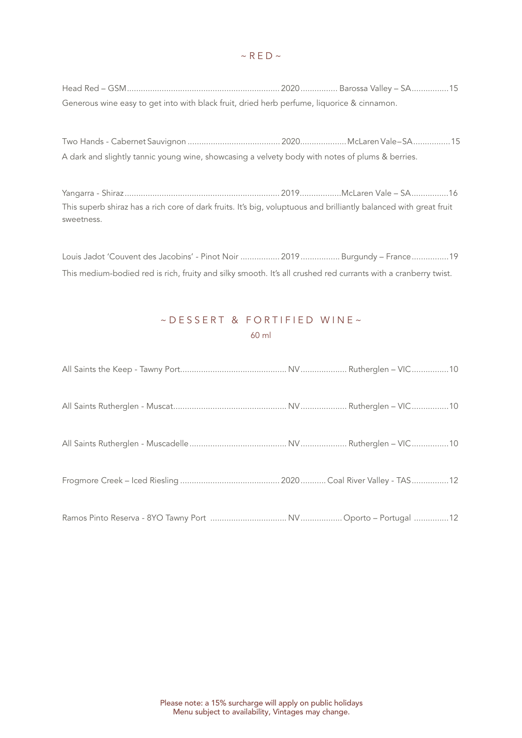## ~ RED ~

Head Red – GSM .................................................................. 2020 ................ Barossa Valley – SA ................ 15

Generous wine easy to get into with black fruit, dried herb perfume, liquorice & cinnamon.

Two Hands - Cabernet Sauvignon ........................................ 2020 .................... McLaren Vale – SA ................ 15

A dark and slightly tannic young wine, showcasing a velvety body with notes of plums & berries.

Yangarra - Shiraz .................................................................. 2019 .................. McLaren Vale – SA ................ 16

This superb shiraz has a rich core of dark fruits. It's big, voluptuous and brilliantly balanced with great fruit sweetness.

Louis Jadot 'Couvent des Jacobins' - Pinot Noir ................. 2019 ................. Burgundy – France ................ 19

This medium-bodied red is rich, fruity and silky smooth. It's all crushed red currants with a cranberry twist.

## ~ DESSERT & FORTIFIED WINE ~

60 ml

All Saints the Keep - Tawny Port ............................................. NV .................... Rutherglen – VIC ................ 10

All Saints Rutherglen - Muscat ................................................. NV .................... Rutherglen – VIC ................ 10

All Saints Rutherglen - Muscadelle .......................................... NV .................... Rutherglen – VIC ................ 10

Frogmore Creek – Iced Riesling ........................................... 2020 ........... Coal River Valley - TAS ................ 12

Ramos Pinto Reserva - 8YO Tawny Port ................................ NV .................. Oporto – Portugal ............... 12

Please note: a 15% surcharge will apply on public holidays
Menu subject to availability, Vintages may change.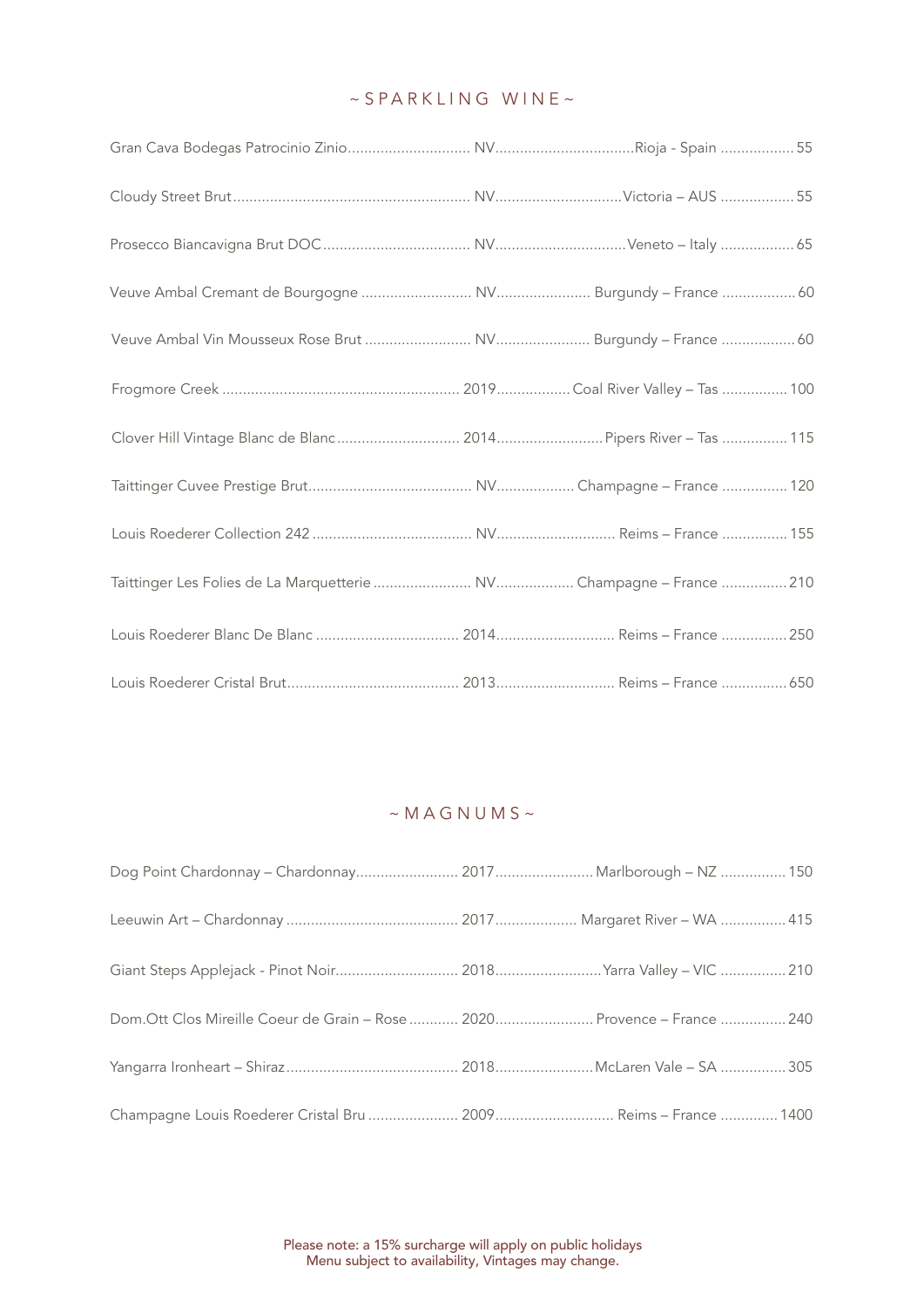## ~ SPARKLING WINE ~

| Wine | Vintage | Region | Price |
|---|---|---|---|
| Gran Cava Bodegas Patrocinio Zinio | NV | Rioja - Spain | 55 |
| Cloudy Street Brut | NV | Victoria – AUS | 55 |
| Prosecco Biancavigna Brut DOC | NV | Veneto – Italy | 65 |
| Veuve Ambal Cremant de Bourgogne | NV | Burgundy – France | 60 |
| Veuve Ambal Vin Mousseux Rose Brut | NV | Burgundy – France | 60 |
| Frogmore Creek | 2019 | Coal River Valley – Tas | 100 |
| Clover Hill Vintage Blanc de Blanc | 2014 | Pipers River – Tas | 115 |
| Taittinger Cuvee Prestige Brut | NV | Champagne – France | 120 |
| Louis Roederer Collection 242 | NV | Reims – France | 155 |
| Taittinger Les Folies de La Marquetterie | NV | Champagne – France | 210 |
| Louis Roederer Blanc De Blanc | 2014 | Reims – France | 250 |
| Louis Roederer Cristal Brut | 2013 | Reims – France | 650 |

## ~ MAGNUMS ~

| Wine | Vintage | Region | Price |
|---|---|---|---|
| Dog Point Chardonnay – Chardonnay | 2017 | Marlborough – NZ | 150 |
| Leeuwin Art – Chardonnay | 2017 | Margaret River – WA | 415 |
| Giant Steps Applejack - Pinot Noir | 2018 | Yarra Valley – VIC | 210 |
| Dom.Ott Clos Mireille Coeur de Grain – Rose | 2020 | Provence – France | 240 |
| Yangarra Ironheart – Shiraz | 2018 | McLaren Vale – SA | 305 |
| Champagne Louis Roederer Cristal Bru | 2009 | Reims – France | 1400 |

Please note: a 15% surcharge will apply on public holidays
Menu subject to availability, Vintages may change.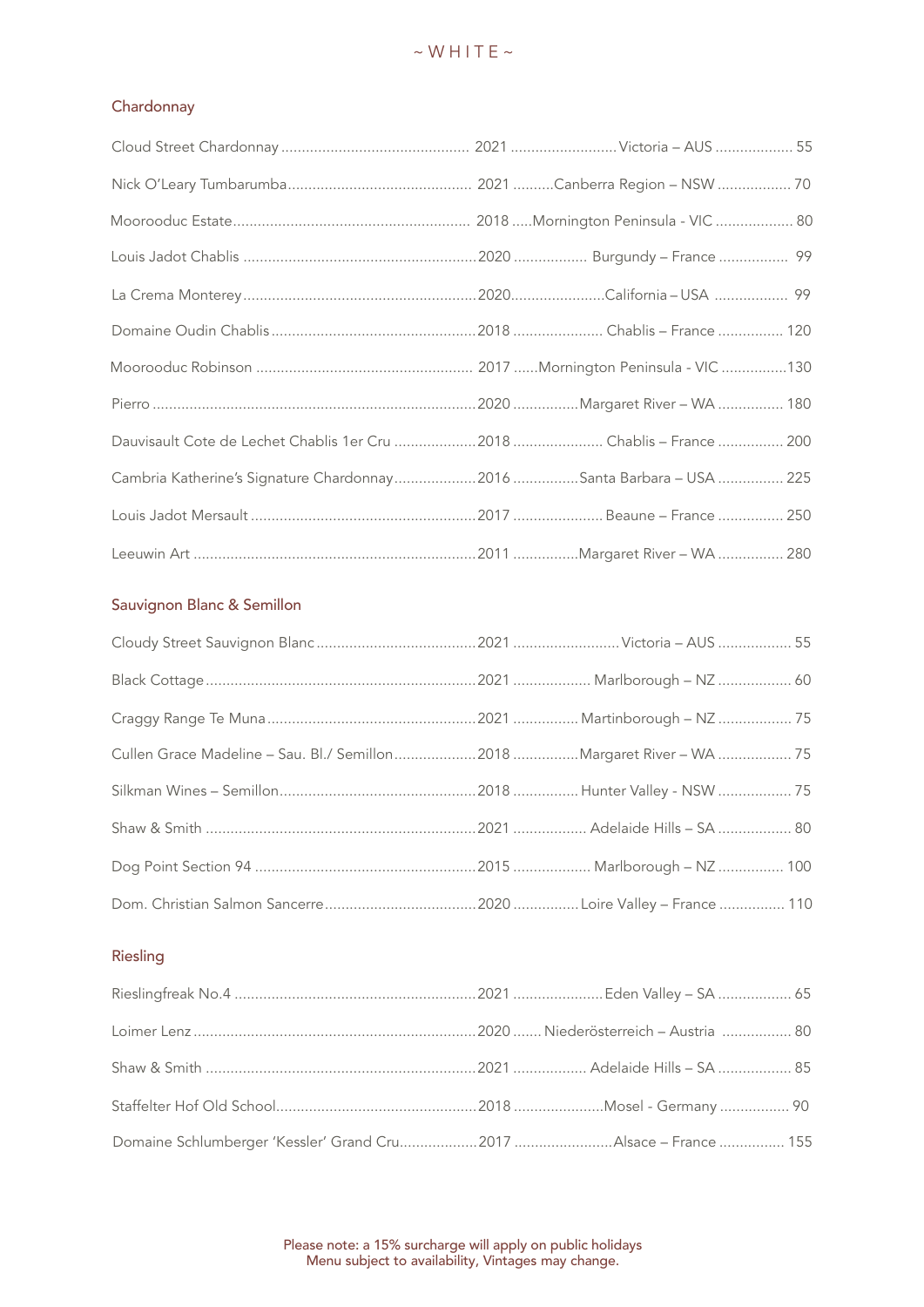# ~ WHITE ~

## Chardonnay

| Wine | Vintage | Region | Price |
|---|---|---|---|
| Cloud Street Chardonnay | 2021 | Victoria – AUS | 55 |
| Nick O'Leary Tumbarumba | 2021 | Canberra Region – NSW | 70 |
| Moorooduc Estate | 2018 | Mornington Peninsula - VIC | 80 |
| Louis Jadot Chablis | 2020 | Burgundy – France | 99 |
| La Crema Monterey | 2020 | California – USA | 99 |
| Domaine Oudin Chablis | 2018 | Chablis – France | 120 |
| Moorooduc Robinson | 2017 | Mornington Peninsula - VIC | 130 |
| Pierro | 2020 | Margaret River – WA | 180 |
| Dauvisault Cote de Lechet Chablis 1er Cru | 2018 | Chablis – France | 200 |
| Cambria Katherine's Signature Chardonnay | 2016 | Santa Barbara – USA | 225 |
| Louis Jadot Mersault | 2017 | Beaune – France | 250 |
| Leeuwin Art | 2011 | Margaret River – WA | 280 |

## Sauvignon Blanc & Semillon

| Wine | Vintage | Region | Price |
|---|---|---|---|
| Cloudy Street Sauvignon Blanc | 2021 | Victoria – AUS | 55 |
| Black Cottage | 2021 | Marlborough – NZ | 60 |
| Craggy Range Te Muna | 2021 | Martinborough – NZ | 75 |
| Cullen Grace Madeline – Sau. Bl./ Semillon | 2018 | Margaret River – WA | 75 |
| Silkman Wines – Semillon | 2018 | Hunter Valley - NSW | 75 |
| Shaw & Smith | 2021 | Adelaide Hills – SA | 80 |
| Dog Point Section 94 | 2015 | Marlborough – NZ | 100 |
| Dom. Christian Salmon Sancerre | 2020 | Loire Valley – France | 110 |

## Riesling

| Wine | Vintage | Region | Price |
|---|---|---|---|
| Rieslingfreak No.4 | 2021 | Eden Valley – SA | 65 |
| Loimer Lenz | 2020 | Niederösterreich – Austria | 80 |
| Shaw & Smith | 2021 | Adelaide Hills – SA | 85 |
| Staffelter Hof Old School | 2018 | Mosel - Germany | 90 |
| Domaine Schlumberger 'Kessler' Grand Cru | 2017 | Alsace – France | 155 |

Please note: a 15% surcharge will apply on public holidays
Menu subject to availability, Vintages may change.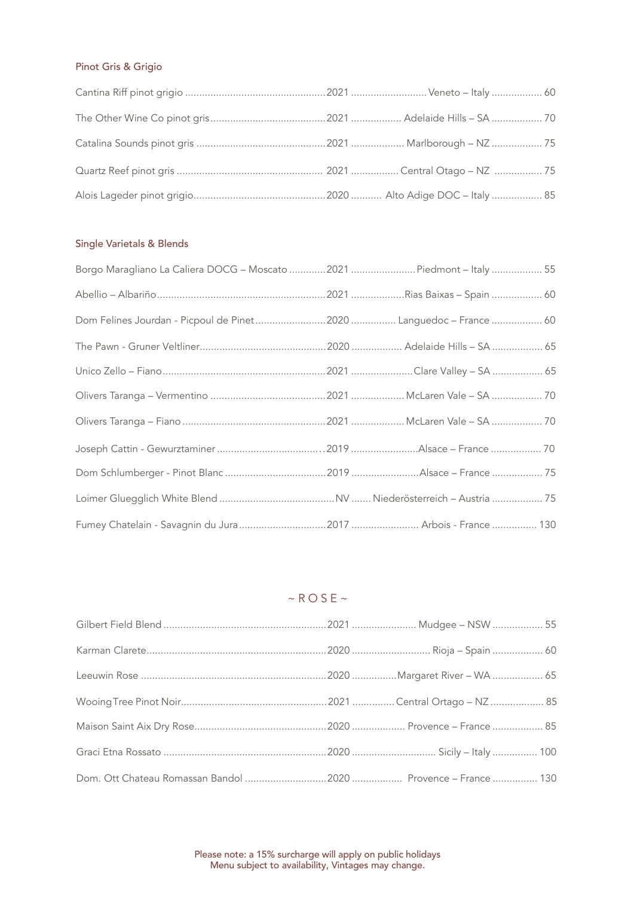## Pinot Gris & Grigio

| Wine | Vintage | Region | Price |
|---|---|---|---|
| Cantina Riff pinot grigio | 2021 | Veneto – Italy | 60 |
| The Other Wine Co pinot gris | 2021 | Adelaide Hills – SA | 70 |
| Catalina Sounds pinot gris | 2021 | Marlborough – NZ | 75 |
| Quartz Reef pinot gris | 2021 | Central Otago – NZ | 75 |
| Alois Lageder pinot grigio | 2020 | Alto Adige DOC – Italy | 85 |

## Single Varietals & Blends

| Wine | Vintage | Region | Price |
|---|---|---|---|
| Borgo Maragliano La Caliera DOCG – Moscato | 2021 | Piedmont – Italy | 55 |
| Abellio – Albariño | 2021 | Rias Baixas – Spain | 60 |
| Dom Felines Jourdan - Picpoul de Pinet | 2020 | Languedoc – France | 60 |
| The Pawn - Gruner Veltliner | 2020 | Adelaide Hills – SA | 65 |
| Unico Zello – Fiano | 2021 | Clare Valley – SA | 65 |
| Olivers Taranga – Vermentino | 2021 | McLaren Vale – SA | 70 |
| Olivers Taranga – Fiano | 2021 | McLaren Vale – SA | 70 |
| Joseph Cattin - Gewurztaminer | 2019 | Alsace – France | 70 |
| Dom Schlumberger - Pinot Blanc | 2019 | Alsace – France | 75 |
| Loimer Gluegglich White Blend | NV | Niederösterreich – Austria | 75 |
| Fumey Chatelain - Savagnin du Jura | 2017 | Arbois - France | 130 |

# ~ ROSE ~

| Wine | Vintage | Region | Price |
|---|---|---|---|
| Gilbert Field Blend | 2021 | Mudgee – NSW | 55 |
| Karman Clarete | 2020 | Rioja – Spain | 60 |
| Leeuwin Rose | 2020 | Margaret River – WA | 65 |
| WooingTree Pinot Noir | 2021 | Central Ortago – NZ | 85 |
| Maison Saint Aix Dry Rose | 2020 | Provence – France | 85 |
| Graci Etna Rossato | 2020 | Sicily – Italy | 100 |
| Dom. Ott Chateau Romassan Bandol | 2020 | Provence – France | 130 |

Please note: a 15% surcharge will apply on public holidays
Menu subject to availability, Vintages may change.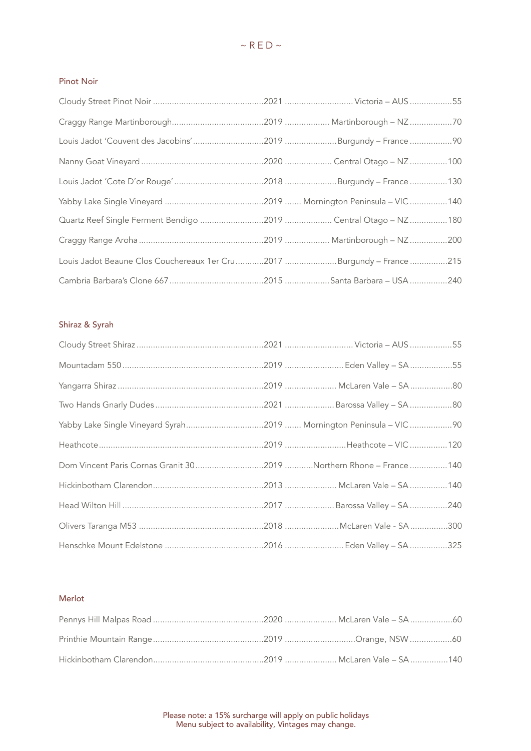# ~ RED ~

## Pinot Noir

| Wine | Vintage | Region | Price |
|---|---|---|---|
| Cloudy Street Pinot Noir | 2021 | Victoria – AUS | 55 |
| Craggy Range Martinborough | 2019 | Martinborough – NZ | 70 |
| Louis Jadot 'Couvent des Jacobins' | 2019 | Burgundy – France | 90 |
| Nanny Goat Vineyard | 2020 | Central Otago – NZ | 100 |
| Louis Jadot 'Cote D'or Rouge' | 2018 | Burgundy – France | 130 |
| Yabby Lake Single Vineyard | 2019 | Mornington Peninsula – VIC | 140 |
| Quartz Reef Single Ferment Bendigo | 2019 | Central Otago – NZ | 180 |
| Craggy Range Aroha | 2019 | Martinborough – NZ | 200 |
| Louis Jadot Beaune Clos Couchereaux 1er Cru | 2017 | Burgundy – France | 215 |
| Cambria Barbara's Clone 667 | 2015 | Santa Barbara – USA | 240 |

## Shiraz & Syrah

| Wine | Vintage | Region | Price |
|---|---|---|---|
| Cloudy Street Shiraz | 2021 | Victoria – AUS | 55 |
| Mountadam 550 | 2019 | Eden Valley – SA | 55 |
| Yangarra Shiraz | 2019 | McLaren Vale – SA | 80 |
| Two Hands Gnarly Dudes | 2021 | Barossa Valley – SA | 80 |
| Yabby Lake Single Vineyard Syrah | 2019 | Mornington Peninsula – VIC | 90 |
| Heathcote | 2019 | Heathcote – VIC | 120 |
| Dom Vincent Paris Cornas Granit 30 | 2019 | Northern Rhone – France | 140 |
| Hickinbotham Clarendon | 2013 | McLaren Vale – SA | 140 |
| Head Wilton Hill | 2017 | Barossa Valley – SA | 240 |
| Olivers Taranga M53 | 2018 | McLaren Vale - SA | 300 |
| Henschke Mount Edelstone | 2016 | Eden Valley – SA | 325 |

## Merlot

| Wine | Vintage | Region | Price |
|---|---|---|---|
| Pennys Hill Malpas Road | 2020 | McLaren Vale – SA | 60 |
| Printhie Mountain Range | 2019 | Orange, NSW | 60 |
| Hickinbotham Clarendon | 2019 | McLaren Vale – SA | 140 |

Please note: a 15% surcharge will apply on public holidays
Menu subject to availability, Vintages may change.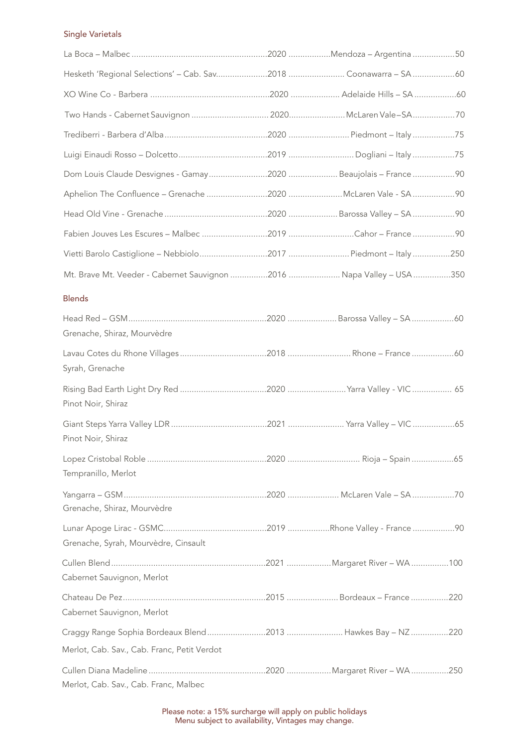## Single Varietals

| Wine | Vintage | Region | Price |
|---|---|---|---|
| La Boca – Malbec | 2020 | Mendoza – Argentina | 50 |
| Hesketh 'Regional Selections' – Cab. Sav. | 2018 | Coonawarra – SA | 60 |
| XO Wine Co - Barbera | 2020 | Adelaide Hills – SA | 60 |
| Two Hands - Cabernet Sauvignon | 2020 | McLaren Vale – SA | 70 |
| Trediberri - Barbera d'Alba | 2020 | Piedmont – Italy | 75 |
| Luigi Einaudi Rosso – Dolcetto | 2019 | Dogliani – Italy | 75 |
| Dom Louis Claude Desvignes - Gamay | 2020 | Beaujolais – France | 90 |
| Aphelion The Confluence – Grenache | 2020 | McLaren Vale - SA | 90 |
| Head Old Vine - Grenache | 2020 | Barossa Valley – SA | 90 |
| Fabien Jouves Les Escures – Malbec | 2019 | Cahor – France | 90 |
| Vietti Barolo Castiglione – Nebbiolo | 2017 | Piedmont – Italy | 250 |
| Mt. Brave Mt. Veeder - Cabernet Sauvignon | 2016 | Napa Valley – USA | 350 |

## Blends

| Wine | Vintage | Region | Price |
|---|---|---|---|
| Head Red – GSM<br>Grenache, Shiraz, Mourvèdre | 2020 | Barossa Valley – SA | 60 |
| Lavau Cotes du Rhone Villages<br>Syrah, Grenache | 2018 | Rhone – France | 60 |
| Rising Bad Earth Light Dry Red<br>Pinot Noir, Shiraz | 2020 | Yarra Valley - VIC | 65 |
| Giant Steps Yarra Valley LDR<br>Pinot Noir, Shiraz | 2021 | Yarra Valley – VIC | 65 |
| Lopez Cristobal Roble<br>Tempranillo, Merlot | 2020 | Rioja – Spain | 65 |
| Yangarra – GSM<br>Grenache, Shiraz, Mourvèdre | 2020 | McLaren Vale – SA | 70 |
| Lunar Apoge Lirac - GSMC<br>Grenache, Syrah, Mourvèdre, Cinsault | 2019 | Rhone Valley - France | 90 |
| Cullen Blend<br>Cabernet Sauvignon, Merlot | 2021 | Margaret River – WA | 100 |
| Chateau De Pez<br>Cabernet Sauvignon, Merlot | 2015 | Bordeaux – France | 220 |
| Craggy Range Sophia Bordeaux Blend<br>Merlot, Cab. Sav., Cab. Franc, Petit Verdot | 2013 | Hawkes Bay – NZ | 220 |
| Cullen Diana Madeline<br>Merlot, Cab. Sav., Cab. Franc, Malbec | 2020 | Margaret River – WA | 250 |

Please note: a 15% surcharge will apply on public holidays
Menu subject to availability, Vintages may change.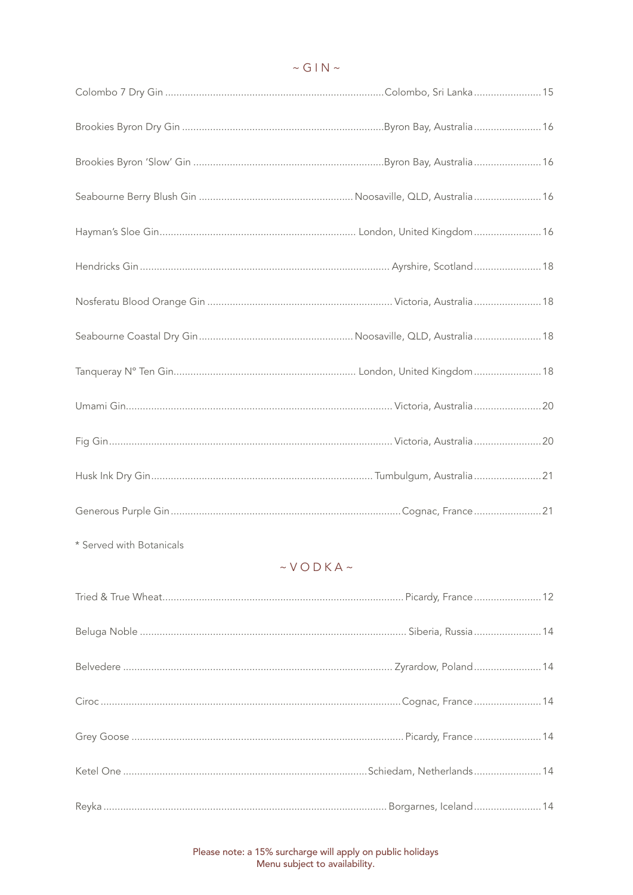## ~ GIN ~

| Gin | Origin | Price |
|---|---|---|
| Colombo 7 Dry Gin | Colombo, Sri Lanka | 15 |
| Brookies Byron Dry Gin | Byron Bay, Australia | 16 |
| Brookies Byron 'Slow' Gin | Byron Bay, Australia | 16 |
| Seabourne Berry Blush Gin | Noosaville, QLD, Australia | 16 |
| Hayman's Sloe Gin | London, United Kingdom | 16 |
| Hendricks Gin | Ayrshire, Scotland | 18 |
| Nosferatu Blood Orange Gin | Victoria, Australia | 18 |
| Seabourne Coastal Dry Gin | Noosaville, QLD, Australia | 18 |
| Tanqueray N° Ten Gin | London, United Kingdom | 18 |
| Umami Gin | Victoria, Australia | 20 |
| Fig Gin | Victoria, Australia | 20 |
| Husk Ink Dry Gin | Tumbulgum, Australia | 21 |
| Generous Purple Gin | Cognac, France | 21 |

\* Served with Botanicals

## ~ VODKA ~

| Vodka | Origin | Price |
|---|---|---|
| Tried & True Wheat | Picardy, France | 12 |
| Beluga Noble | Siberia, Russia | 14 |
| Belvedere | Zyrardow, Poland | 14 |
| Ciroc | Cognac, France | 14 |
| Grey Goose | Picardy, France | 14 |
| Ketel One | Schiedam, Netherlands | 14 |
| Reyka | Borgarnes, Iceland | 14 |

Please note: a 15% surcharge will apply on public holidays
Menu subject to availability.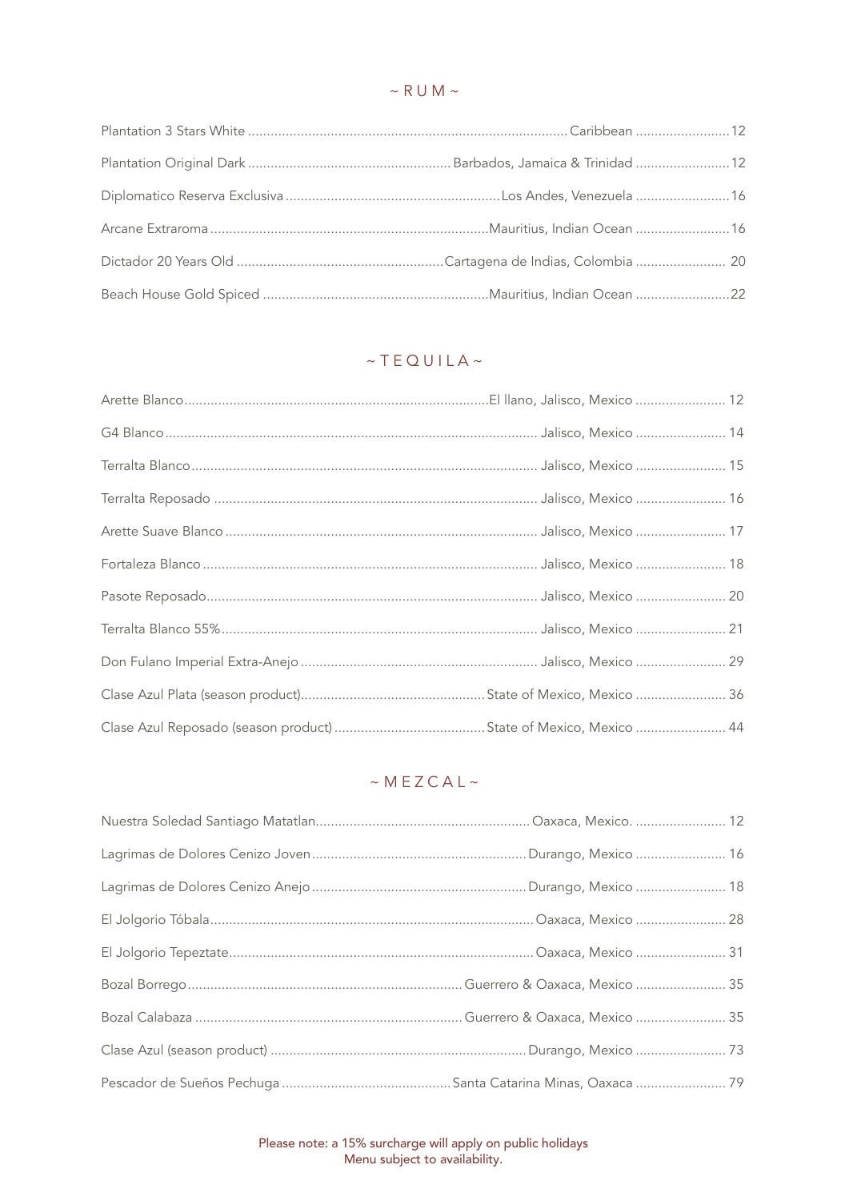## ~ RUM ~

| Item | Origin | Price |
|---|---|---|
| Plantation 3 Stars White | Caribbean | 12 |
| Plantation Original Dark | Barbados, Jamaica & Trinidad | 12 |
| Diplomatico Reserva Exclusiva | Los Andes, Venezuela | 16 |
| Arcane Extraroma | Mauritius, Indian Ocean | 16 |
| Dictador 20 Years Old | Cartagena de Indias, Colombia | 20 |
| Beach House Gold Spiced | Mauritius, Indian Ocean | 22 |

## ~ TEQUILA ~

| Item | Origin | Price |
|---|---|---|
| Arette Blanco | El llano, Jalisco, Mexico | 12 |
| G4 Blanco | Jalisco, Mexico | 14 |
| Terralta Blanco | Jalisco, Mexico | 15 |
| Terralta Reposado | Jalisco, Mexico | 16 |
| Arette Suave Blanco | Jalisco, Mexico | 17 |
| Fortaleza Blanco | Jalisco, Mexico | 18 |
| Pasote Reposado | Jalisco, Mexico | 20 |
| Terralta Blanco 55% | Jalisco, Mexico | 21 |
| Don Fulano Imperial Extra-Anejo | Jalisco, Mexico | 29 |
| Clase Azul Plata (season product) | State of Mexico, Mexico | 36 |
| Clase Azul Reposado (season product) | State of Mexico, Mexico | 44 |

## ~ MEZCAL ~

| Item | Origin | Price |
|---|---|---|
| Nuestra Soledad Santiago Matatlan | Oaxaca, Mexico. | 12 |
| Lagrimas de Dolores Cenizo Joven | Durango, Mexico | 16 |
| Lagrimas de Dolores Cenizo Anejo | Durango, Mexico | 18 |
| El Jolgorio Tóbala | Oaxaca, Mexico | 28 |
| El Jolgorio Tepeztate | Oaxaca, Mexico | 31 |
| Bozal Borrego | Guerrero & Oaxaca, Mexico | 35 |
| Bozal Calabaza | Guerrero & Oaxaca, Mexico | 35 |
| Clase Azul (season product) | Durango, Mexico | 73 |
| Pescador de Sueños Pechuga | Santa Catarina Minas, Oaxaca | 79 |

Please note: a 15% surcharge will apply on public holidays
Menu subject to availability.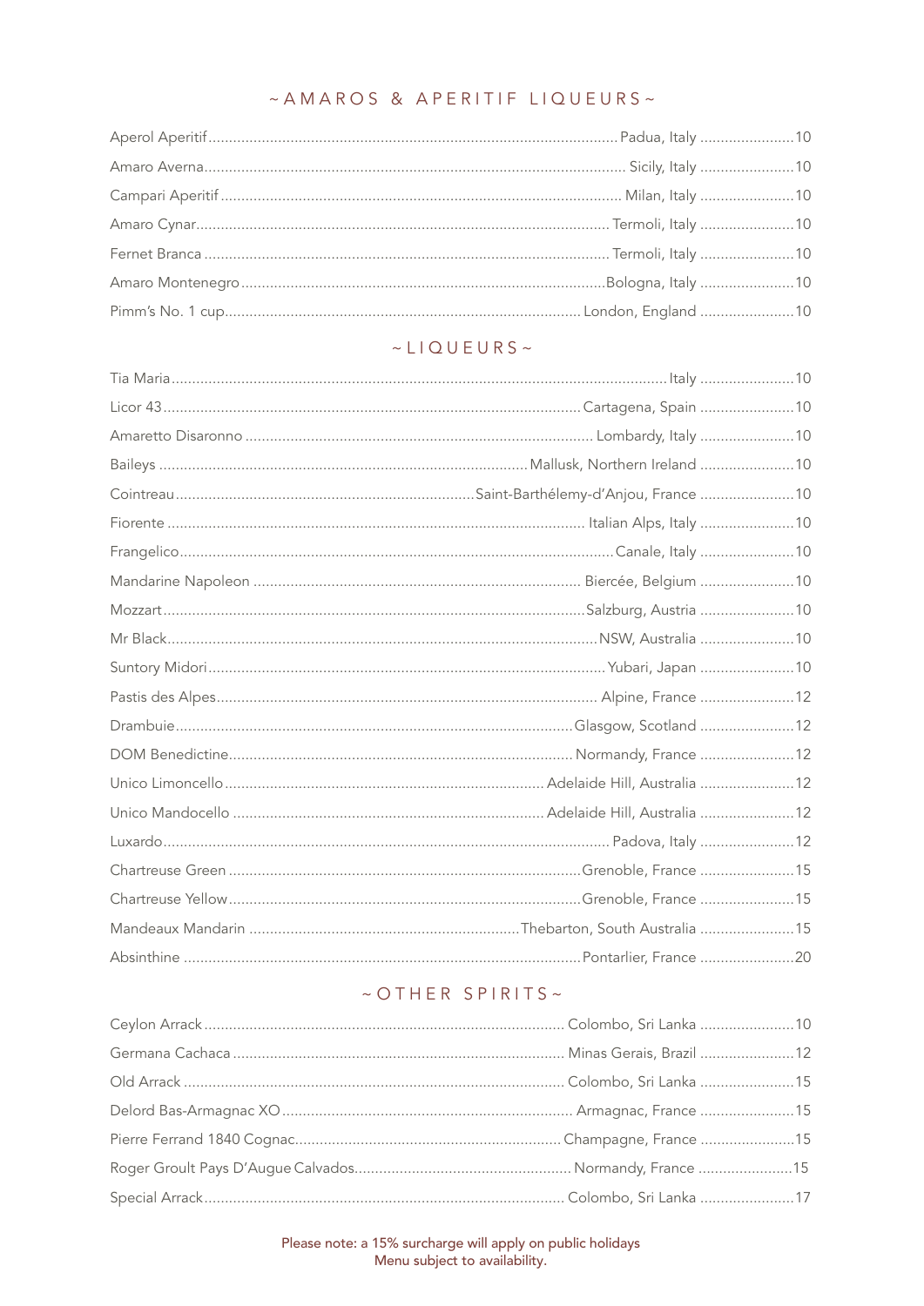## ~AMAROS & APERITIF LIQUEURS~

| Item | Origin | Price |
|---|---|---|
| Aperol Aperitif | Padua, Italy | 10 |
| Amaro Averna | Sicily, Italy | 10 |
| Campari Aperitif | Milan, Italy | 10 |
| Amaro Cynar | Termoli, Italy | 10 |
| Fernet Branca | Termoli, Italy | 10 |
| Amaro Montenegro | Bologna, Italy | 10 |
| Pimm's No. 1 cup | London, England | 10 |

## ~LIQUEURS~

| Item | Origin | Price |
|---|---|---|
| Tia Maria | Italy | 10 |
| Licor 43 | Cartagena, Spain | 10 |
| Amaretto Disaronno | Lombardy, Italy | 10 |
| Baileys | Mallusk, Northern Ireland | 10 |
| Cointreau | Saint-Barthélemy-d'Anjou, France | 10 |
| Fiorente | Italian Alps, Italy | 10 |
| Frangelico | Canale, Italy | 10 |
| Mandarine Napoleon | Biercée, Belgium | 10 |
| Mozzart | Salzburg, Austria | 10 |
| Mr Black | NSW, Australia | 10 |
| Suntory Midori | Yubari, Japan | 10 |
| Pastis des Alpes | Alpine, France | 12 |
| Drambuie | Glasgow, Scotland | 12 |
| DOM Benedictine | Normandy, France | 12 |
| Unico Limoncello | Adelaide Hill, Australia | 12 |
| Unico Mandocello | Adelaide Hill, Australia | 12 |
| Luxardo | Padova, Italy | 12 |
| Chartreuse Green | Grenoble, France | 15 |
| Chartreuse Yellow | Grenoble, France | 15 |
| Mandeaux Mandarin | Thebarton, South Australia | 15 |
| Absinthine | Pontarlier, France | 20 |

## ~OTHER SPIRITS~

| Item | Origin | Price |
|---|---|---|
| Ceylon Arrack | Colombo, Sri Lanka | 10 |
| Germana Cachaca | Minas Gerais, Brazil | 12 |
| Old Arrack | Colombo, Sri Lanka | 15 |
| Delord Bas-Armagnac XO | Armagnac, France | 15 |
| Pierre Ferrand 1840 Cognac | Champagne, France | 15 |
| Roger Groult Pays D'Augue Calvados | Normandy, France | 15 |
| Special Arrack | Colombo, Sri Lanka | 17 |

Please note: a 15% surcharge will apply on public holidays
Menu subject to availability.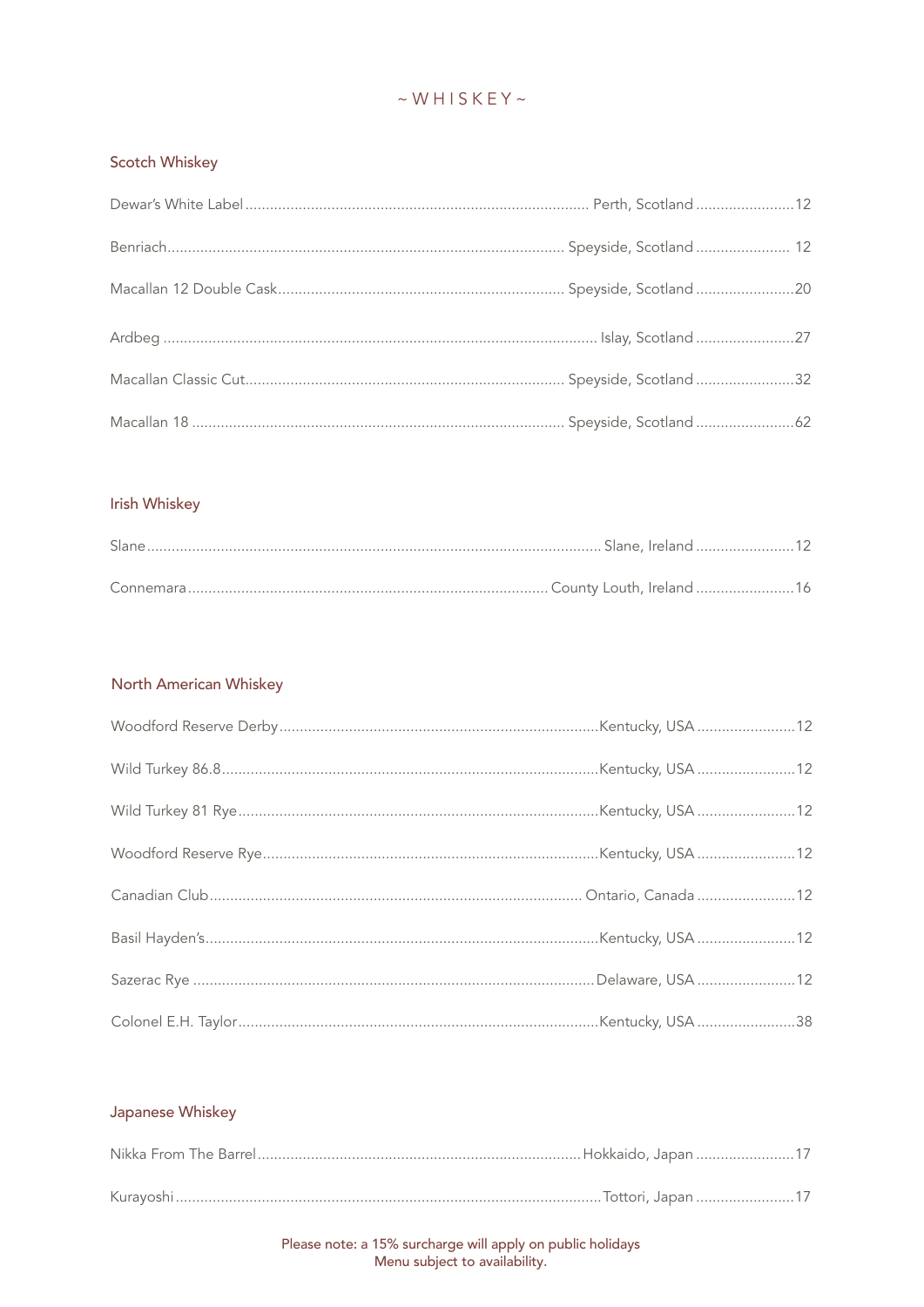# ~ WHISKEY ~

## Scotch Whiskey

| | | |
|---|---|---|
| Dewar's White Label | Perth, Scotland | 12 |
| Benriach | Speyside, Scotland | 12 |
| Macallan 12 Double Cask | Speyside, Scotland | 20 |
| Ardbeg | Islay, Scotland | 27 |
| Macallan Classic Cut | Speyside, Scotland | 32 |
| Macallan 18 | Speyside, Scotland | 62 |

## Irish Whiskey

| | | |
|---|---|---|
| Slane | Slane, Ireland | 12 |
| Connemara | County Louth, Ireland | 16 |

## North American Whiskey

| | | |
|---|---|---|
| Woodford Reserve Derby | Kentucky, USA | 12 |
| Wild Turkey 86.8 | Kentucky, USA | 12 |
| Wild Turkey 81 Rye | Kentucky, USA | 12 |
| Woodford Reserve Rye | Kentucky, USA | 12 |
| Canadian Club | Ontario, Canada | 12 |
| Basil Hayden's | Kentucky, USA | 12 |
| Sazerac Rye | Delaware, USA | 12 |
| Colonel E.H. Taylor | Kentucky, USA | 38 |

## Japanese Whiskey

| | | |
|---|---|---|
| Nikka From The Barrel | Hokkaido, Japan | 17 |
| Kurayoshi | Tottori, Japan | 17 |

Please note: a 15% surcharge will apply on public holidays
Menu subject to availability.